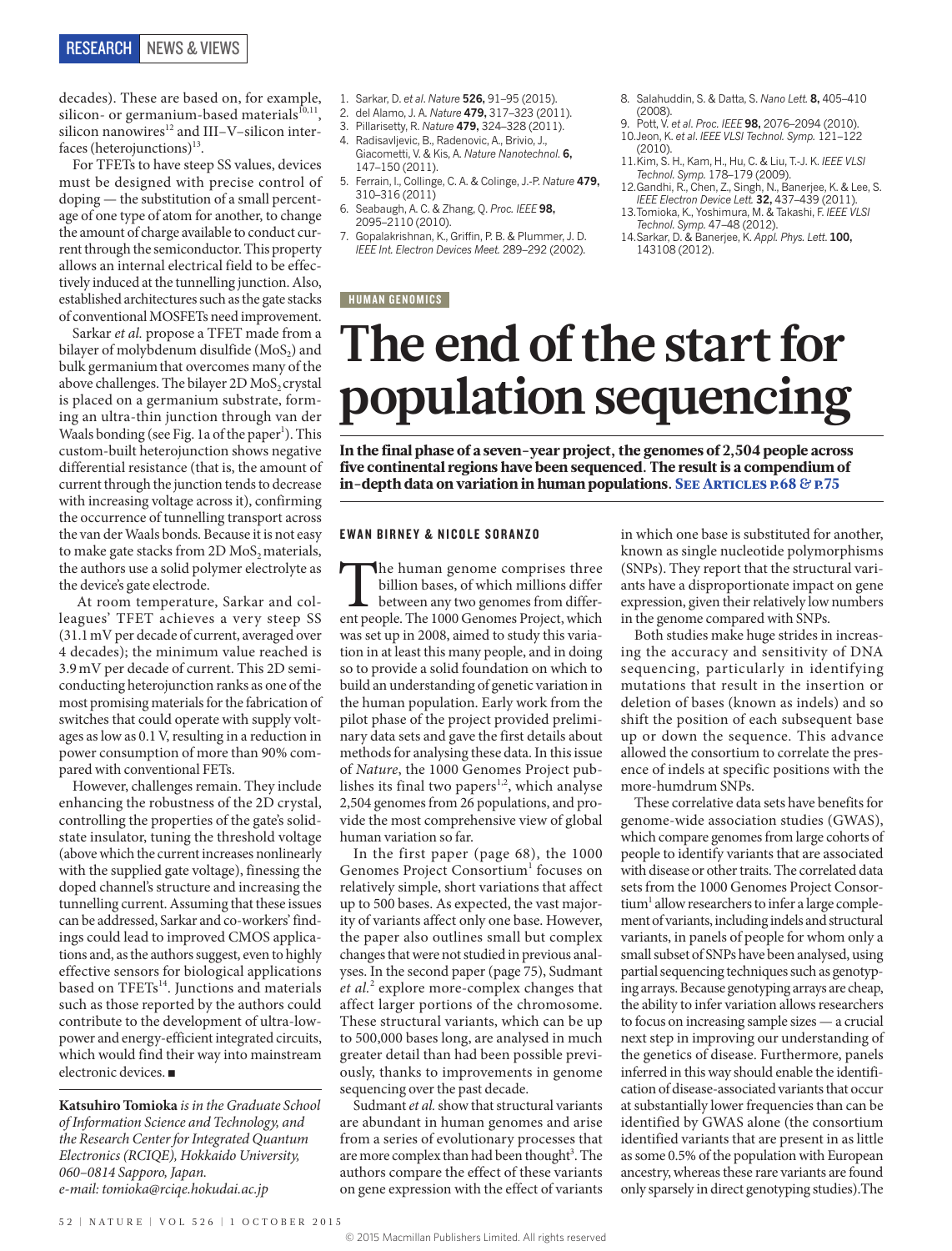decades). These are based on, for example, silicon- or germanium-based materials[10,11], silicon nanowires[12] and III–V–silicon interfaces (heterojunctions)[13].

For TFETs to have steep SS values, devices must be designed with precise control of doping — the substitution of a small percentage of one type of atom for another, to change the amount of charge available to conduct current through the semiconductor. This property allows an internal electrical field to be effectively induced at the tunnelling junction. Also, established architectures such as the gate stacks of conventional MOSFETs need improvement.

Sarkar *et al.* propose a TFET made from a bilayer of molybdenum disulfide ($MoS_2$) and bulk germanium that overcomes many of the above challenges. The bilayer 2D $MoS_2$ crystal is placed on a germanium substrate, forming an ultra-thin junction through van der Waals bonding (see Fig. 1a of the paper[1]). This custom-built heterojunction shows negative differential resistance (that is, the amount of current through the junction tends to decrease with increasing voltage across it), confirming the occurrence of tunnelling transport across the van der Waals bonds. Because it is not easy to make gate stacks from 2D $MoS_2$ materials, the authors use a solid polymer electrolyte as the device's gate electrode.

At room temperature, Sarkar and colleagues' TFET achieves a very steep SS (31.1 mV per decade of current, averaged over 4 decades); the minimum value reached is 3.9 mV per decade of current. This 2D semiconducting heterojunction ranks as one of the most promising materials for the fabrication of switches that could operate with supply voltages as low as 0.1 V, resulting in a reduction in power consumption of more than 90% compared with conventional FETs.

However, challenges remain. They include enhancing the robustness of the 2D crystal, controlling the properties of the gate's solid-state insulator, tuning the threshold voltage (above which the current increases nonlinearly with the supplied gate voltage), finessing the doped channel's structure and increasing the tunnelling current. Assuming that these issues can be addressed, Sarkar and co-workers' findings could lead to improved CMOS applications and, as the authors suggest, even to highly effective sensors for biological applications based on TFETs[14]. Junctions and materials such as those reported by the authors could contribute to the development of ultra-low-power and energy-efficient integrated circuits, which would find their way into mainstream electronic devices. ■

**Katsuhiro Tomioka** *is in the Graduate School of Information Science and Technology, and the Research Center for Integrated Quantum Electronics (RCIQE), Hokkaido University, 060–0814 Sapporo, Japan.*
*e-mail: tomioka@rciqe.hokudai.ac.jp*

1. Sarkar, D. *et al. Nature* **526,** 91–95 (2015).
2. del Alamo, J. A. *Nature* **479,** 317–323 (2011).
3. Pillarisetty, R. *Nature* **479,** 324–328 (2011).
4. Radisavljevic, B., Radenovic, A., Brivio, J., Giacometti, V. & Kis, A. *Nature Nanotechnol.* **6,** 147–150 (2011).
5. Ferrain, I., Collinge, C. A. & Colinge, J.-P. *Nature* **479,** 310–316 (2011)
6. Seabaugh, A. C. & Zhang, Q. *Proc. IEEE* **98,** 2095–2110 (2010).
7. Gopalakrishnan, K., Griffin, P. B. & Plummer, J. D. *IEEE Int. Electron Devices Meet.* 289–292 (2002).
8. Salahuddin, S. & Datta, S. *Nano Lett.* **8,** 405–410 (2008).
9. Pott, V. *et al. Proc. IEEE* **98,** 2076–2094 (2010).
10. Jeon, K. *et al. IEEE VLSI Technol. Symp.* 121–122 (2010).
11. Kim, S. H., Kam, H., Hu, C. & Liu, T.-J. K. *IEEE VLSI Technol. Symp.* 178–179 (2009).
12. Gandhi, R., Chen, Z., Singh, N., Banerjee, K. & Lee, S. *IEEE Electron Device Lett.* **32,** 437–439 (2011).
13. Tomioka, K., Yoshimura, M. & Takashi, F. *IEEE VLSI Technol. Symp.* 47–48 (2012).
14. Sarkar, D. & Banerjee, K. *Appl. Phys. Lett.* **100,** 143108 (2012).

HUMAN GENOMICS

# The end of the start for population sequencing

**In the final phase of a seven-year project, the genomes of 2,504 people across five continental regions have been sequenced. The result is a compendium of in-depth data on variation in human populations. SEE ARTICLES P.68 & P.75**

**EWAN BIRNEY & NICOLE SORANZO**

The human genome comprises three billion bases, of which millions differ between any two genomes from different people. The 1000 Genomes Project, which was set up in 2008, aimed to study this variation in at least this many people, and in doing so to provide a solid foundation on which to build an understanding of genetic variation in the human population. Early work from the pilot phase of the project provided preliminary data sets and gave the first details about methods for analysing these data. In this issue of *Nature*, the 1000 Genomes Project publishes its final two papers[1,2], which analyse 2,504 genomes from 26 populations, and provide the most comprehensive view of global human variation so far.

In the first paper (page 68), the 1000 Genomes Project Consortium[1] focuses on relatively simple, short variations that affect up to 500 bases. As expected, the vast majority of variants affect only one base. However, the paper also outlines small but complex changes that were not studied in previous analyses. In the second paper (page 75), Sudmant *et al.*[2] explore more-complex changes that affect larger portions of the chromosome. These structural variants, which can be up to 500,000 bases long, are analysed in much greater detail than had been possible previously, thanks to improvements in genome sequencing over the past decade.

Sudmant *et al.* show that structural variants are abundant in human genomes and arise from a series of evolutionary processes that are more complex than had been thought[3]. The authors compare the effect of these variants on gene expression with the effect of variants in which one base is substituted for another, known as single nucleotide polymorphisms (SNPs). They report that the structural variants have a disproportionate impact on gene expression, given their relatively low numbers in the genome compared with SNPs.

Both studies make huge strides in increasing the accuracy and sensitivity of DNA sequencing, particularly in identifying mutations that result in the insertion or deletion of bases (known as indels) and so shift the position of each subsequent base up or down the sequence. This advance allowed the consortium to correlate the presence of indels at specific positions with the more-humdrum SNPs.

These correlative data sets have benefits for genome-wide association studies (GWAS), which compare genomes from large cohorts of people to identify variants that are associated with disease or other traits. The correlated data sets from the 1000 Genomes Project Consortium[1] allow researchers to infer a large complement of variants, including indels and structural variants, in panels of people for whom only a small subset of SNPs have been analysed, using partial sequencing techniques such as genotyping arrays. Because genotyping arrays are cheap, the ability to infer variation allows researchers to focus on increasing sample sizes — a crucial next step in improving our understanding of the genetics of disease. Furthermore, panels inferred in this way should enable the identification of disease-associated variants that occur at substantially lower frequencies than can be identified by GWAS alone (the consortium identified variants that are present in as little as some 0.5% of the population with European ancestry, whereas these rare variants are found only sparsely in direct genotyping studies).The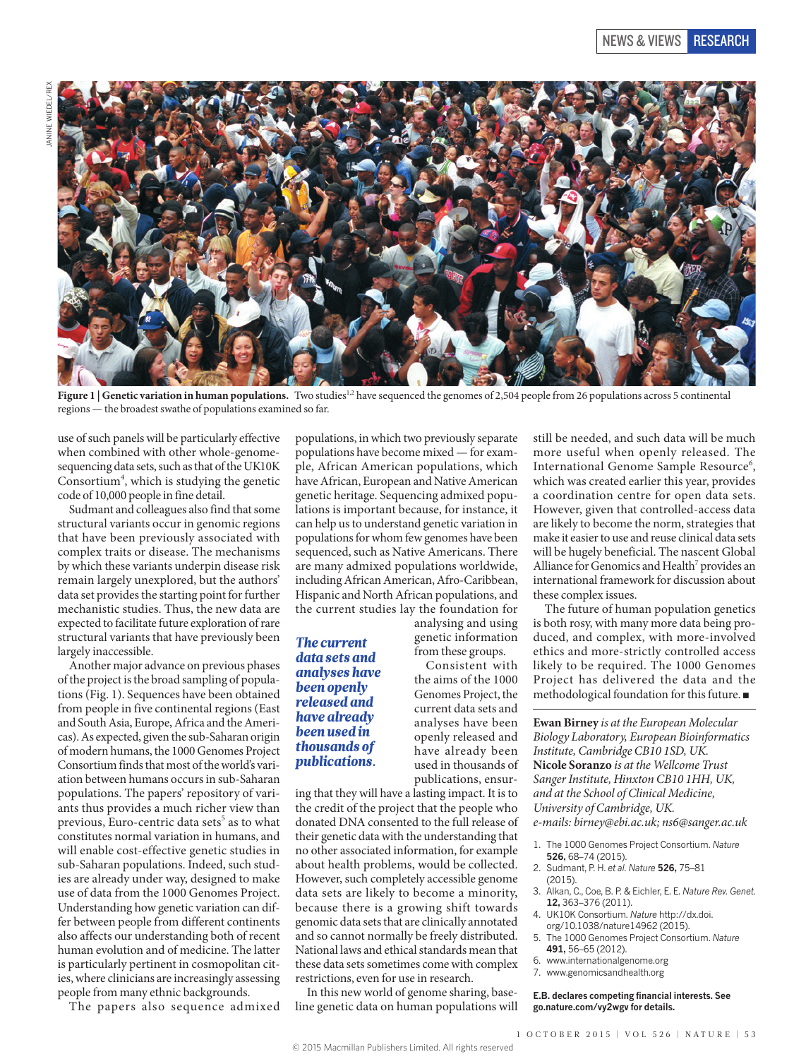Figure 1 | Genetic variation in human populations. Two studies[1,2] have sequenced the genomes of 2,504 people from 26 populations across 5 continental regions — the broadest swathe of populations examined so far.

use of such panels will be particularly effective when combined with other whole-genome-sequencing data sets, such as that of the UK10K Consortium[4], which is studying the genetic code of 10,000 people in fine detail.

Sudmant and colleagues also find that some structural variants occur in genomic regions that have been previously associated with complex traits or disease. The mechanisms by which these variants underpin disease risk remain largely unexplored, but the authors' data set provides the starting point for further mechanistic studies. Thus, the new data are expected to facilitate future exploration of rare structural variants that have previously been largely inaccessible.

Another major advance on previous phases of the project is the broad sampling of populations (Fig. 1). Sequences have been obtained from people in five continental regions (East and South Asia, Europe, Africa and the Americas). As expected, given the sub-Saharan origin of modern humans, the 1000 Genomes Project Consortium finds that most of the world's variation between humans occurs in sub-Saharan populations. The papers' repository of variants thus provides a much richer view than previous, Euro-centric data sets[5] as to what constitutes normal variation in humans, and will enable cost-effective genetic studies in sub-Saharan populations. Indeed, such studies are already under way, designed to make use of data from the 1000 Genomes Project. Understanding how genetic variation can differ between people from different continents also affects our understanding both of recent human evolution and of medicine. The latter is particularly pertinent in cosmopolitan cities, where clinicians are increasingly assessing people from many ethnic backgrounds.

The papers also sequence admixed populations, in which two previously separate populations have become mixed — for example, African American populations, which have African, European and Native American genetic heritage. Sequencing admixed populations is important because, for instance, it can help us to understand genetic variation in populations for whom few genomes have been sequenced, such as Native Americans. There are many admixed populations worldwide, including African American, Afro-Caribbean, Hispanic and North African populations, and the current studies lay the foundation for analysing and using genetic information from these groups.

***The current data sets and analyses have been openly released and have already been used in thousands of publications.***

Consistent with the aims of the 1000 Genomes Project, the current data sets and analyses have been openly released and have already been used in thousands of publications, ensuring that they will have a lasting impact. It is to the credit of the project that the people who donated DNA consented to the full release of their genetic data with the understanding that no other associated information, for example about health problems, would be collected. However, such completely accessible genome data sets are likely to become a minority, because there is a growing shift towards genomic data sets that are clinically annotated and so cannot normally be freely distributed. National laws and ethical standards mean that these data sets sometimes come with complex restrictions, even for use in research.

In this new world of genome sharing, baseline genetic data on human populations will still be needed, and such data will be much more useful when openly released. The International Genome Sample Resource[6], which was created earlier this year, provides a coordination centre for open data sets. However, given that controlled-access data are likely to become the norm, strategies that make it easier to use and reuse clinical data sets will be hugely beneficial. The nascent Global Alliance for Genomics and Health[7] provides an international framework for discussion about these complex issues.

The future of human population genetics is both rosy, with many more data being produced, and complex, with more-involved ethics and more-strictly controlled access likely to be required. The 1000 Genomes Project has delivered the data and the methodological foundation for this future. ■

**Ewan Birney** *is at the European Molecular Biology Laboratory, European Bioinformatics Institute, Cambridge CB10 1SD, UK.*
**Nicole Soranzo** *is at the Wellcome Trust Sanger Institute, Hinxton CB10 1HH, UK, and at the School of Clinical Medicine, University of Cambridge, UK.*
*e-mails: birney@ebi.ac.uk; ns6@sanger.ac.uk*

1. The 1000 Genomes Project Consortium. *Nature* **526,** 68–74 (2015).
2. Sudmant, P. H. *et al. Nature* **526,** 75–81 (2015).
3. Alkan, C., Coe, B. P. & Eichler, E. E. *Nature Rev. Genet.* **12,** 363–376 (2011).
4. UK10K Consortium. *Nature* http://dx.doi.org/10.1038/nature14962 (2015).
5. The 1000 Genomes Project Consortium. *Nature* **491,** 56–65 (2012).
6. www.internationalgenome.org
7. www.genomicsandhealth.org

**E.B. declares competing financial interests. See go.nature.com/vy2wgv for details.**